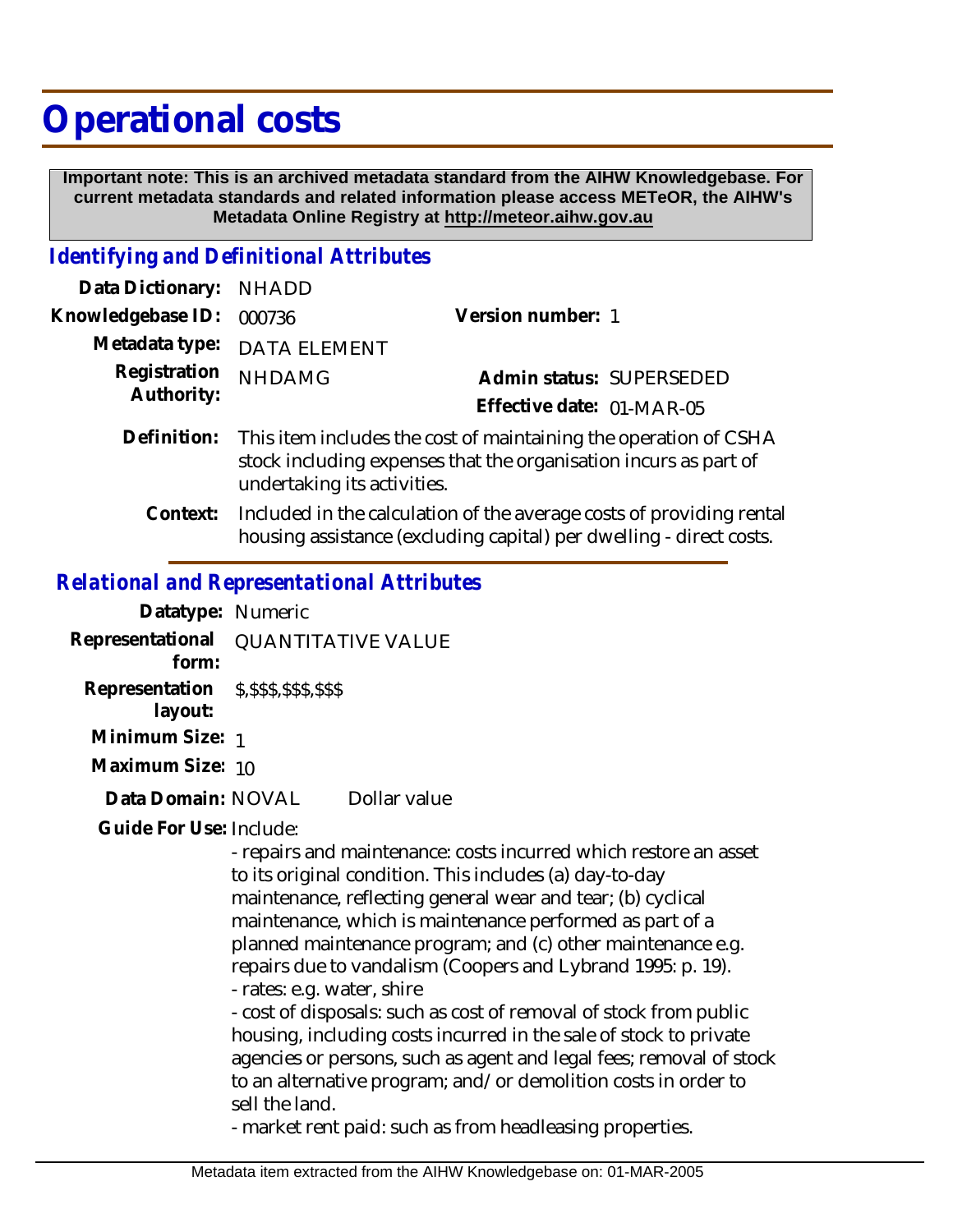# Operational costs

**Important note: This is an archived metadata standard from the AIHW Knowledgebase. For current metadata standards and related information please access METeOR, the AIHW's Metadata Online Registry at http://meteor.aihw.gov.au**

## *Identifying and Definitional Attributes*

**Data Dictionary:** NHADD

**Knowledgebase ID:** 000736 **Version number:** 1

**Metadata type:** DATA ELEMENT

**Registration Authority:** NHDAMG **Admin status:** SUPERSEDED

**Effective date:** 01-MAR-05

**Definition:** This item includes the cost of maintaining the operation of CSHA stock including expenses that the organisation incurs as part of undertaking its activities.

**Context:** Included in the calculation of the average costs of providing rental housing assistance (excluding capital) per dwelling - direct costs.

## *Relational and Representational Attributes*

**Datatype:** Numeric

**Representational form:** QUANTITATIVE VALUE

**Representation layout:** $,$$$,$$$,$$$

**Minimum Size:** 1

**Maximum Size:** 10

**Data Domain:** NOVAL Dollar value

**Guide For Use:** Include:

- repairs and maintenance: costs incurred which restore an asset to its original condition. This includes (a) day-to-day maintenance, reflecting general wear and tear; (b) cyclical maintenance, which is maintenance performed as part of a planned maintenance program; and (c) other maintenance e.g. repairs due to vandalism (Coopers and Lybrand 1995: p. 19).
- rates: e.g. water, shire
- cost of disposals: such as cost of removal of stock from public housing, including costs incurred in the sale of stock to private agencies or persons, such as agent and legal fees; removal of stock to an alternative program; and/or demolition costs in order to sell the land.
- market rent paid: such as from headleasing properties.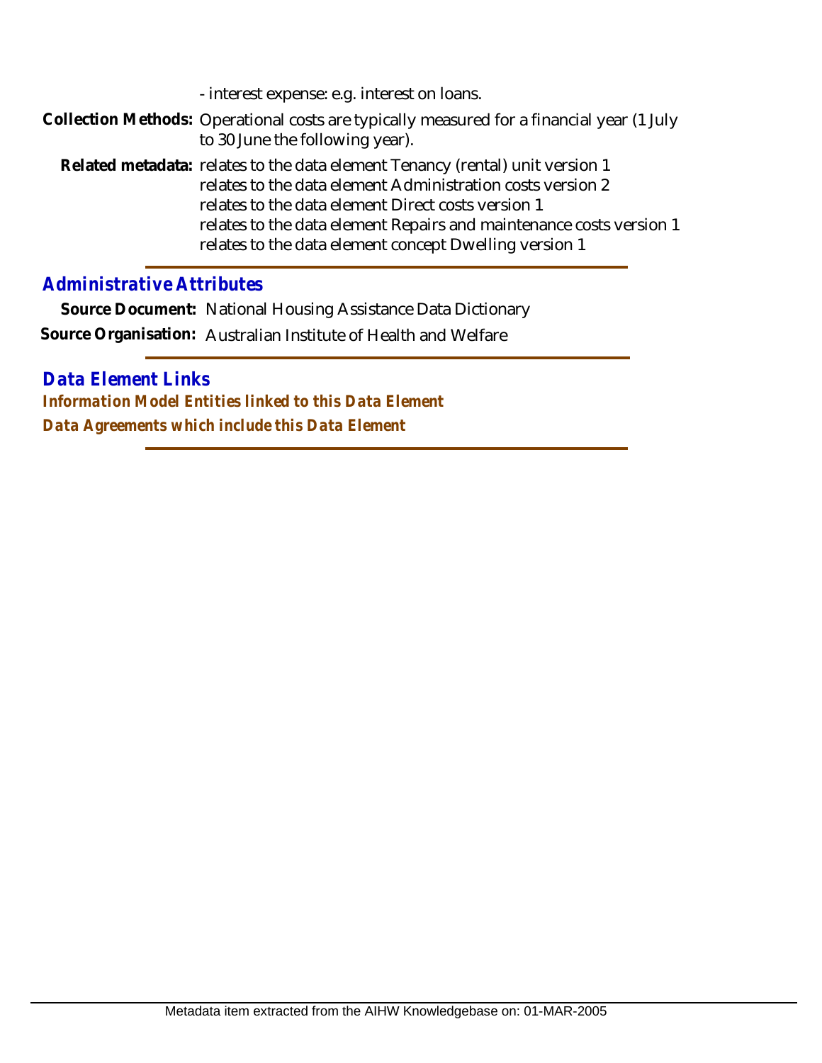- interest expense: e.g. interest on loans.

**Collection Methods:** Operational costs are typically measured for a financial year (1 July to 30 June the following year).

**Related metadata:** relates to the data element Tenancy (rental) unit version 1
relates to the data element Administration costs version 2
relates to the data element Direct costs version 1
relates to the data element Repairs and maintenance costs version 1
relates to the data element concept Dwelling version 1

## Administrative Attributes

**Source Document:** National Housing Assistance Data Dictionary

**Source Organisation:** Australian Institute of Health and Welfare

## Data Element Links

***Information Model Entities linked to this Data Element***

***Data Agreements which include this Data Element***

Metadata item extracted from the AIHW Knowledgebase on: 01-MAR-2005